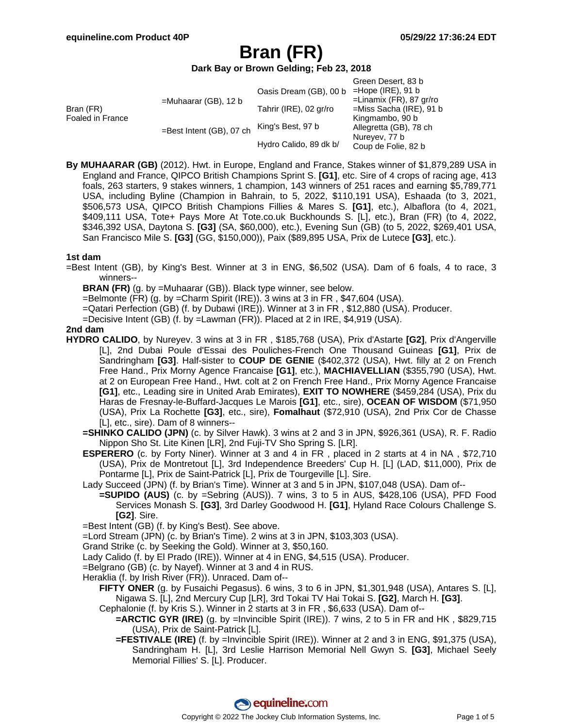# Bran (FR)

**Dark Bay or Brown Gelding; Feb 23, 2018**

| | | | |
|---|---|---|---|
| Bran (FR) Foaled in France | =Muhaarar (GB), 12 b | Oasis Dream (GB), 00 b | Green Desert, 83 b |
| | | | =Hope (IRE), 91 b |
| | | Tahrir (IRE), 02 gr/ro | =Linamix (FR), 87 gr/ro |
| | | | =Miss Sacha (IRE), 91 b |
| | =Best Intent (GB), 07 ch | King's Best, 97 b | Kingmambo, 90 b |
| | | | Allegretta (GB), 78 ch |
| | | Hydro Calido, 89 dk b/ | Nureyev, 77 b |
| | | | Coup de Folie, 82 b |

**By MUHAARAR (GB)** (2012). Hwt. in Europe, England and France, Stakes winner of $1,879,289 USA in England and France, QIPCO British Champions Sprint S. **[G1]**, etc. Sire of 4 crops of racing age, 413 foals, 263 starters, 9 stakes winners, 1 champion, 143 winners of 251 races and earning $5,789,771 USA, including Byline (Champion in Bahrain, to 5, 2022, $110,191 USA), Eshaada (to 3, 2021, $506,573 USA, QIPCO British Champions Fillies & Mares S. **[G1]**, etc.), Albaflora (to 4, 2021, $409,111 USA, Tote+ Pays More At Tote.co.uk Buckhounds S. [L], etc.), Bran (FR) (to 4, 2022, $346,392 USA, Daytona S. **[G3]** (SA, $60,000), etc.), Evening Sun (GB) (to 5, 2022, $269,401 USA, San Francisco Mile S. **[G3]** (GG, $150,000)), Paix ($89,895 USA, Prix de Lutece **[G3]**, etc.).

### 1st dam

=Best Intent (GB), by King's Best. Winner at 3 in ENG, $6,502 (USA). Dam of 6 foals, 4 to race, 3 winners--

- **BRAN (FR)** (g. by =Muhaarar (GB)). Black type winner, see below.
- =Belmonte (FR) (g. by =Charm Spirit (IRE)). 3 wins at 3 in FR , $47,604 (USA).
- =Qatari Perfection (GB) (f. by Dubawi (IRE)). Winner at 3 in FR , $12,880 (USA). Producer.
- =Decisive Intent (GB) (f. by =Lawman (FR)). Placed at 2 in IRE, $4,919 (USA).

### 2nd dam

**HYDRO CALIDO**, by Nureyev. 3 wins at 3 in FR , $185,768 (USA), Prix d'Astarte **[G2]**, Prix d'Angerville [L], 2nd Dubai Poule d'Essai des Pouliches-French One Thousand Guineas **[G1]**, Prix de Sandringham **[G3]**. Half-sister to **COUP DE GENIE** ($402,372 (USA), Hwt. filly at 2 on French Free Hand., Prix Morny Agence Francaise **[G1]**, etc.), **MACHIAVELLIAN** ($355,790 (USA), Hwt. at 2 on European Free Hand., Hwt. colt at 2 on French Free Hand., Prix Morny Agence Francaise **[G1]**, etc., Leading sire in United Arab Emirates), **EXIT TO NOWHERE** ($459,284 (USA), Prix du Haras de Fresnay-le-Buffard-Jacques Le Marois **[G1]**, etc., sire), **OCEAN OF WISDOM** ($71,950 (USA), Prix La Rochette **[G3]**, etc., sire), **Fomalhaut** ($72,910 (USA), 2nd Prix Cor de Chasse [L], etc., sire). Dam of 8 winners--

- **=SHINKO CALIDO (JPN)** (c. by Silver Hawk). 3 wins at 2 and 3 in JPN, $926,361 (USA), R. F. Radio Nippon Sho St. Lite Kinen [LR], 2nd Fuji-TV Sho Spring S. [LR].
- **ESPERERO** (c. by Forty Niner). Winner at 3 and 4 in FR , placed in 2 starts at 4 in NA , $72,710 (USA), Prix de Montretout [L], 3rd Independence Breeders' Cup H. [L] (LAD, $11,000), Prix de Pontarme [L], Prix de Saint-Patrick [L], Prix de Tourgeville [L]. Sire.
- Lady Succeed (JPN) (f. by Brian's Time). Winner at 3 and 5 in JPN, $107,048 (USA). Dam of--
  - **=SUPIDO (AUS)** (c. by =Sebring (AUS)). 7 wins, 3 to 5 in AUS, $428,106 (USA), PFD Food Services Monash S. **[G3]**, 3rd Darley Goodwood H. **[G1]**, Hyland Race Colours Challenge S. **[G2]**. Sire.
- =Best Intent (GB) (f. by King's Best). See above.
- =Lord Stream (JPN) (c. by Brian's Time). 2 wins at 3 in JPN, $103,303 (USA).
- Grand Strike (c. by Seeking the Gold). Winner at 3, $50,160.
- Lady Calido (f. by El Prado (IRE)). Winner at 4 in ENG, $4,515 (USA). Producer.
- =Belgrano (GB) (c. by Nayef). Winner at 3 and 4 in RUS.
- Heraklia (f. by Irish River (FR)). Unraced. Dam of--
  - **FIFTY ONER** (g. by Fusaichi Pegasus). 6 wins, 3 to 6 in JPN, $1,301,948 (USA), Antares S. [L], Nigawa S. [L], 2nd Mercury Cup [LR], 3rd Tokai TV Hai Tokai S. **[G2]**, March H. **[G3]**.
  - Cephalonie (f. by Kris S.). Winner in 2 starts at 3 in FR , $6,633 (USA). Dam of--
    - **=ARCTIC GYR (IRE)** (g. by =Invincible Spirit (IRE)). 7 wins, 2 to 5 in FR and HK , $829,715 (USA), Prix de Saint-Patrick [L].
    - **=FESTIVALE (IRE)** (f. by =Invincible Spirit (IRE)). Winner at 2 and 3 in ENG, $91,375 (USA), Sandringham H. [L], 3rd Leslie Harrison Memorial Nell Gwyn S. **[G3]**, Michael Seely Memorial Fillies' S. [L]. Producer.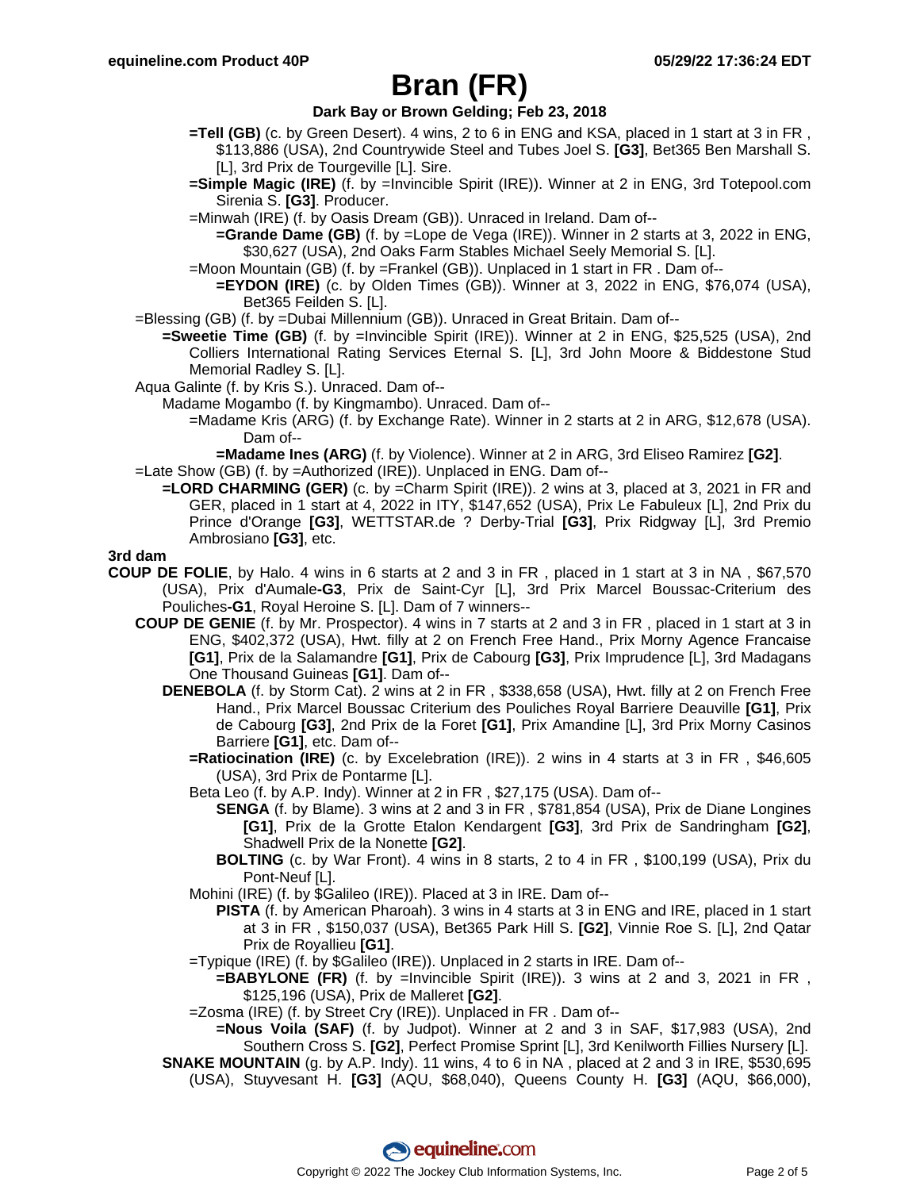# Bran (FR)

**Dark Bay or Brown Gelding; Feb 23, 2018**

**=Tell (GB)** (c. by Green Desert). 4 wins, 2 to 6 in ENG and KSA, placed in 1 start at 3 in FR , $113,886 (USA), 2nd Countrywide Steel and Tubes Joel S. **[G3]**, Bet365 Ben Marshall S. [L], 3rd Prix de Tourgeville [L]. Sire.

**=Simple Magic (IRE)** (f. by =Invincible Spirit (IRE)). Winner at 2 in ENG, 3rd Totepool.com Sirenia S. **[G3]**. Producer.

=Minwah (IRE) (f. by Oasis Dream (GB)). Unraced in Ireland. Dam of--

**=Grande Dame (GB)** (f. by =Lope de Vega (IRE)). Winner in 2 starts at 3, 2022 in ENG, $30,627 (USA), 2nd Oaks Farm Stables Michael Seely Memorial S. [L].

=Moon Mountain (GB) (f. by =Frankel (GB)). Unplaced in 1 start in FR . Dam of--

**=EYDON (IRE)** (c. by Olden Times (GB)). Winner at 3, 2022 in ENG, $76,074 (USA), Bet365 Feilden S. [L].

=Blessing (GB) (f. by =Dubai Millennium (GB)). Unraced in Great Britain. Dam of--

**=Sweetie Time (GB)** (f. by =Invincible Spirit (IRE)). Winner at 2 in ENG, $25,525 (USA), 2nd Colliers International Rating Services Eternal S. [L], 3rd John Moore & Biddestone Stud Memorial Radley S. [L].

Aqua Galinte (f. by Kris S.). Unraced. Dam of--

Madame Mogambo (f. by Kingmambo). Unraced. Dam of--

=Madame Kris (ARG) (f. by Exchange Rate). Winner in 2 starts at 2 in ARG, $12,678 (USA). Dam of--

**=Madame Ines (ARG)** (f. by Violence). Winner at 2 in ARG, 3rd Eliseo Ramirez **[G2]**.

=Late Show (GB) (f. by =Authorized (IRE)). Unplaced in ENG. Dam of--

**=LORD CHARMING (GER)** (c. by =Charm Spirit (IRE)). 2 wins at 3, placed at 3, 2021 in FR and GER, placed in 1 start at 4, 2022 in ITY, $147,652 (USA), Prix Le Fabuleux [L], 2nd Prix du Prince d'Orange **[G3]**, WETTSTAR.de ? Derby-Trial **[G3]**, Prix Ridgway [L], 3rd Premio Ambrosiano **[G3]**, etc.

**3rd dam**

**COUP DE FOLIE**, by Halo. 4 wins in 6 starts at 2 and 3 in FR , placed in 1 start at 3 in NA , $67,570 (USA), Prix d'Aumale-**G3**, Prix de Saint-Cyr [L], 3rd Prix Marcel Boussac-Criterium des Pouliches-**G1**, Royal Heroine S. [L]. Dam of 7 winners--

**COUP DE GENIE** (f. by Mr. Prospector). 4 wins in 7 starts at 2 and 3 in FR , placed in 1 start at 3 in ENG, $402,372 (USA), Hwt. filly at 2 on French Free Hand., Prix Morny Agence Francaise **[G1]**, Prix de la Salamandre **[G1]**, Prix de Cabourg **[G3]**, Prix Imprudence [L], 3rd Madagans One Thousand Guineas **[G1]**. Dam of--

**DENEBOLA** (f. by Storm Cat). 2 wins at 2 in FR , $338,658 (USA), Hwt. filly at 2 on French Free Hand., Prix Marcel Boussac Criterium des Pouliches Royal Barriere Deauville **[G1]**, Prix de Cabourg **[G3]**, 2nd Prix de la Foret **[G1]**, Prix Amandine [L], 3rd Prix Morny Casinos Barriere **[G1]**, etc. Dam of--

**=Ratiocination (IRE)** (c. by Excelebration (IRE)). 2 wins in 4 starts at 3 in FR , $46,605 (USA), 3rd Prix de Pontarme [L].

Beta Leo (f. by A.P. Indy). Winner at 2 in FR , $27,175 (USA). Dam of--

**SENGA** (f. by Blame). 3 wins at 2 and 3 in FR , $781,854 (USA), Prix de Diane Longines **[G1]**, Prix de la Grotte Etalon Kendargent **[G3]**, 3rd Prix de Sandringham **[G2]**, Shadwell Prix de la Nonette **[G2]**.

**BOLTING** (c. by War Front). 4 wins in 8 starts, 2 to 4 in FR , $100,199 (USA), Prix du Pont-Neuf [L].

Mohini (IRE) (f. by $Galileo (IRE)). Placed at 3 in IRE. Dam of--

**PISTA** (f. by American Pharoah). 3 wins in 4 starts at 3 in ENG and IRE, placed in 1 start at 3 in FR , $150,037 (USA), Bet365 Park Hill S. **[G2]**, Vinnie Roe S. [L], 2nd Qatar Prix de Royallieu **[G1]**.

=Typique (IRE) (f. by $Galileo (IRE)). Unplaced in 2 starts in IRE. Dam of--

**=BABYLONE (FR)** (f. by =Invincible Spirit (IRE)). 3 wins at 2 and 3, 2021 in FR , $125,196 (USA), Prix de Malleret **[G2]**.

=Zosma (IRE) (f. by Street Cry (IRE)). Unplaced in FR . Dam of--

**=Nous Voila (SAF)** (f. by Judpot). Winner at 2 and 3 in SAF, $17,983 (USA), 2nd Southern Cross S. **[G2]**, Perfect Promise Sprint [L], 3rd Kenilworth Fillies Nursery [L].

**SNAKE MOUNTAIN** (g. by A.P. Indy). 11 wins, 4 to 6 in NA , placed at 2 and 3 in IRE, $530,695 (USA), Stuyvesant H. **[G3]** (AQU, $68,040), Queens County H. **[G3]** (AQU, $66,000),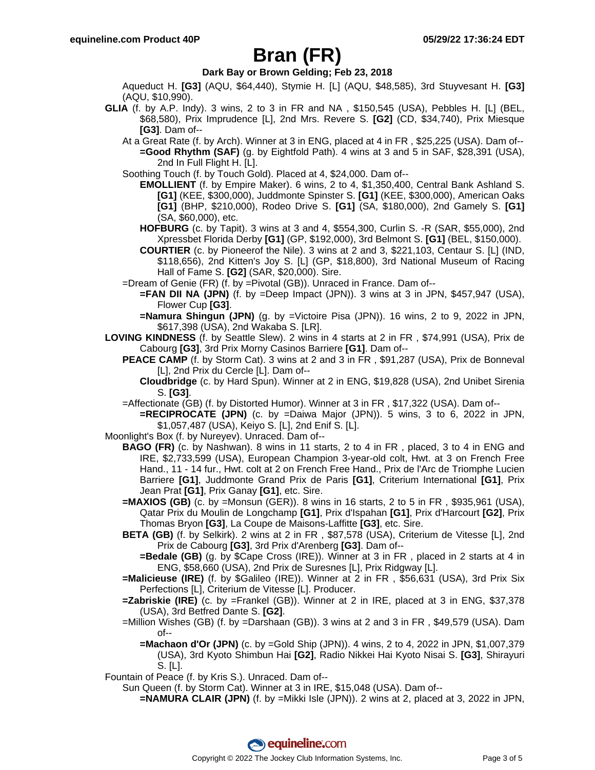# Bran (FR)

**Dark Bay or Brown Gelding; Feb 23, 2018**

Aqueduct H. **[G3]** (AQU, $64,440), Stymie H. [L] (AQU, $48,585), 3rd Stuyvesant H. **[G3]** (AQU, $10,990).

**GLIA** (f. by A.P. Indy). 3 wins, 2 to 3 in FR and NA , $150,545 (USA), Pebbles H. [L] (BEL, $68,580), Prix Imprudence [L], 2nd Mrs. Revere S. **[G2]** (CD, $34,740), Prix Miesque **[G3]**. Dam of--

At a Great Rate (f. by Arch). Winner at 3 in ENG, placed at 4 in FR , $25,225 (USA). Dam of--

**=Good Rhythm (SAF)** (g. by Eightfold Path). 4 wins at 3 and 5 in SAF, $28,391 (USA), 2nd In Full Flight H. [L].

Soothing Touch (f. by Touch Gold). Placed at 4, $24,000. Dam of--

**EMOLLIENT** (f. by Empire Maker). 6 wins, 2 to 4, $1,350,400, Central Bank Ashland S. **[G1]** (KEE, $300,000), Juddmonte Spinster S. **[G1]** (KEE, $300,000), American Oaks **[G1]** (BHP, $210,000), Rodeo Drive S. **[G1]** (SA, $180,000), 2nd Gamely S. **[G1]** (SA, $60,000), etc.

**HOFBURG** (c. by Tapit). 3 wins at 3 and 4, $554,300, Curlin S. -R (SAR, $55,000), 2nd Xpressbet Florida Derby **[G1]** (GP, $192,000), 3rd Belmont S. **[G1]** (BEL, $150,000).

**COURTIER** (c. by Pioneerof the Nile). 3 wins at 2 and 3, $221,103, Centaur S. [L] (IND, $118,656), 2nd Kitten's Joy S. [L] (GP, $18,800), 3rd National Museum of Racing Hall of Fame S. **[G2]** (SAR, $20,000). Sire.

=Dream of Genie (FR) (f. by =Pivotal (GB)). Unraced in France. Dam of--

**=FAN DII NA (JPN)** (f. by =Deep Impact (JPN)). 3 wins at 3 in JPN, $457,947 (USA), Flower Cup **[G3]**.

**=Namura Shingun (JPN)** (g. by =Victoire Pisa (JPN)). 16 wins, 2 to 9, 2022 in JPN, $617,398 (USA), 2nd Wakaba S. [LR].

**LOVING KINDNESS** (f. by Seattle Slew). 2 wins in 4 starts at 2 in FR , $74,991 (USA), Prix de Cabourg **[G3]**, 3rd Prix Morny Casinos Barriere **[G1]**. Dam of--

**PEACE CAMP** (f. by Storm Cat). 3 wins at 2 and 3 in FR , $91,287 (USA), Prix de Bonneval [L], 2nd Prix du Cercle [L]. Dam of--

**Cloudbridge** (c. by Hard Spun). Winner at 2 in ENG, $19,828 (USA), 2nd Unibet Sirenia S. **[G3]**.

=Affectionate (GB) (f. by Distorted Humor). Winner at 3 in FR , $17,322 (USA). Dam of--

**=RECIPROCATE (JPN)** (c. by =Daiwa Major (JPN)). 5 wins, 3 to 6, 2022 in JPN, $1,057,487 (USA), Keiyo S. [L], 2nd Enif S. [L].

Moonlight's Box (f. by Nureyev). Unraced. Dam of--

**BAGO (FR)** (c. by Nashwan). 8 wins in 11 starts, 2 to 4 in FR , placed, 3 to 4 in ENG and IRE, $2,733,599 (USA), European Champion 3-year-old colt, Hwt. at 3 on French Free Hand., 11 - 14 fur., Hwt. colt at 2 on French Free Hand., Prix de l'Arc de Triomphe Lucien Barriere **[G1]**, Juddmonte Grand Prix de Paris **[G1]**, Criterium International **[G1]**, Prix Jean Prat **[G1]**, Prix Ganay **[G1]**, etc. Sire.

**=MAXIOS (GB)** (c. by =Monsun (GER)). 8 wins in 16 starts, 2 to 5 in FR , $935,961 (USA), Qatar Prix du Moulin de Longchamp **[G1]**, Prix d'Ispahan **[G1]**, Prix d'Harcourt **[G2]**, Prix Thomas Bryon **[G3]**, La Coupe de Maisons-Laffitte **[G3]**, etc. Sire.

**BETA (GB)** (f. by Selkirk). 2 wins at 2 in FR , $87,578 (USA), Criterium de Vitesse [L], 2nd Prix de Cabourg **[G3]**, 3rd Prix d'Arenberg **[G3]**. Dam of--

**=Bedale (GB)** (g. by $Cape Cross (IRE)). Winner at 3 in FR , placed in 2 starts at 4 in ENG, $58,660 (USA), 2nd Prix de Suresnes [L], Prix Ridgway [L].

**=Malicieuse (IRE)** (f. by $Galileo (IRE)). Winner at 2 in FR , $56,631 (USA), 3rd Prix Six Perfections [L], Criterium de Vitesse [L]. Producer.

**=Zabriskie (IRE)** (c. by =Frankel (GB)). Winner at 2 in IRE, placed at 3 in ENG, $37,378 (USA), 3rd Betfred Dante S. **[G2]**.

=Million Wishes (GB) (f. by =Darshaan (GB)). 3 wins at 2 and 3 in FR , $49,579 (USA). Dam of--

**=Machaon d'Or (JPN)** (c. by =Gold Ship (JPN)). 4 wins, 2 to 4, 2022 in JPN, $1,007,379 (USA), 3rd Kyoto Shimbun Hai **[G2]**, Radio Nikkei Hai Kyoto Nisai S. **[G3]**, Shirayuri S. [L].

Fountain of Peace (f. by Kris S.). Unraced. Dam of--

Sun Queen (f. by Storm Cat). Winner at 3 in IRE, $15,048 (USA). Dam of--

**=NAMURA CLAIR (JPN)** (f. by =Mikki Isle (JPN)). 2 wins at 2, placed at 3, 2022 in JPN,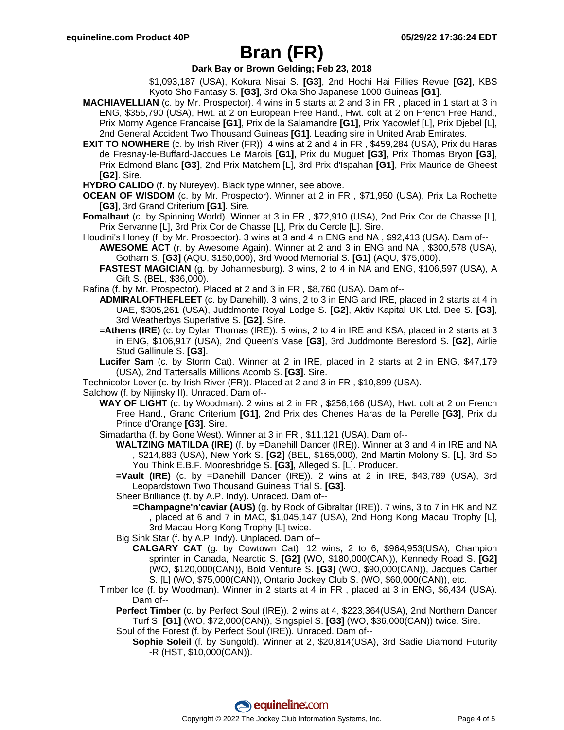# Bran (FR)

**Dark Bay or Brown Gelding; Feb 23, 2018**

$1,093,187 (USA), Kokura Nisai S. **[G3]**, 2nd Hochi Hai Fillies Revue **[G2]**, KBS Kyoto Sho Fantasy S. **[G3]**, 3rd Oka Sho Japanese 1000 Guineas **[G1]**.

**MACHIAVELLIAN** (c. by Mr. Prospector). 4 wins in 5 starts at 2 and 3 in FR , placed in 1 start at 3 in ENG, $355,790 (USA), Hwt. at 2 on European Free Hand., Hwt. colt at 2 on French Free Hand., Prix Morny Agence Francaise **[G1]**, Prix de la Salamandre **[G1]**, Prix Yacowlef [L], Prix Djebel [L], 2nd General Accident Two Thousand Guineas **[G1]**. Leading sire in United Arab Emirates.

**EXIT TO NOWHERE** (c. by Irish River (FR)). 4 wins at 2 and 4 in FR , $459,284 (USA), Prix du Haras de Fresnay-le-Buffard-Jacques Le Marois **[G1]**, Prix du Muguet **[G3]**, Prix Thomas Bryon **[G3]**, Prix Edmond Blanc **[G3]**, 2nd Prix Matchem [L], 3rd Prix d'Ispahan **[G1]**, Prix Maurice de Gheest **[G2]**. Sire.

**HYDRO CALIDO** (f. by Nureyev). Black type winner, see above.

**OCEAN OF WISDOM** (c. by Mr. Prospector). Winner at 2 in FR , $71,950 (USA), Prix La Rochette **[G3]**, 3rd Grand Criterium **[G1]**. Sire.

**Fomalhaut** (c. by Spinning World). Winner at 3 in FR , $72,910 (USA), 2nd Prix Cor de Chasse [L], Prix Servanne [L], 3rd Prix Cor de Chasse [L], Prix du Cercle [L]. Sire.

Houdini's Honey (f. by Mr. Prospector). 3 wins at 3 and 4 in ENG and NA , $92,413 (USA). Dam of--

**AWESOME ACT** (r. by Awesome Again). Winner at 2 and 3 in ENG and NA , $300,578 (USA), Gotham S. **[G3]** (AQU, $150,000), 3rd Wood Memorial S. **[G1]** (AQU, $75,000).

**FASTEST MAGICIAN** (g. by Johannesburg). 3 wins, 2 to 4 in NA and ENG, $106,597 (USA), A Gift S. (BEL, $36,000).

Rafina (f. by Mr. Prospector). Placed at 2 and 3 in FR , $8,760 (USA). Dam of--

**ADMIRALOFTHEFLEET** (c. by Danehill). 3 wins, 2 to 3 in ENG and IRE, placed in 2 starts at 4 in UAE, $305,261 (USA), Juddmonte Royal Lodge S. **[G2]**, Aktiv Kapital UK Ltd. Dee S. **[G3]**, 3rd Weatherbys Superlative S. **[G2]**. Sire.

**=Athens (IRE)** (c. by Dylan Thomas (IRE)). 5 wins, 2 to 4 in IRE and KSA, placed in 2 starts at 3 in ENG, $106,917 (USA), 2nd Queen's Vase **[G3]**, 3rd Juddmonte Beresford S. **[G2]**, Airlie Stud Gallinule S. **[G3]**.

**Lucifer Sam** (c. by Storm Cat). Winner at 2 in IRE, placed in 2 starts at 2 in ENG, $47,179 (USA), 2nd Tattersalls Millions Acomb S. **[G3]**. Sire.

Technicolor Lover (c. by Irish River (FR)). Placed at 2 and 3 in FR , $10,899 (USA).

Salchow (f. by Nijinsky II). Unraced. Dam of--

**WAY OF LIGHT** (c. by Woodman). 2 wins at 2 in FR , $256,166 (USA), Hwt. colt at 2 on French Free Hand., Grand Criterium **[G1]**, 2nd Prix des Chenes Haras de la Perelle **[G3]**, Prix du Prince d'Orange **[G3]**. Sire.

Simadartha (f. by Gone West). Winner at 3 in FR , $11,121 (USA). Dam of--

**WALTZING MATILDA (IRE)** (f. by =Danehill Dancer (IRE)). Winner at 3 and 4 in IRE and NA , $214,883 (USA), New York S. **[G2]** (BEL, $165,000), 2nd Martin Molony S. [L], 3rd So You Think E.B.F. Mooresbridge S. **[G3]**, Alleged S. [L]. Producer.

**=Vault (IRE)** (c. by =Danehill Dancer (IRE)). 2 wins at 2 in IRE, $43,789 (USA), 3rd Leopardstown Two Thousand Guineas Trial S. **[G3]**.

Sheer Brilliance (f. by A.P. Indy). Unraced. Dam of--

**=Champagne'n'caviar (AUS)** (g. by Rock of Gibraltar (IRE)). 7 wins, 3 to 7 in HK and NZ , placed at 6 and 7 in MAC, $1,045,147 (USA), 2nd Hong Kong Macau Trophy [L], 3rd Macau Hong Kong Trophy [L] twice.

Big Sink Star (f. by A.P. Indy). Unplaced. Dam of--

**CALGARY CAT** (g. by Cowtown Cat). 12 wins, 2 to 6, $964,953(USA), Champion sprinter in Canada, Nearctic S. **[G2]** (WO, $180,000(CAN)), Kennedy Road S. **[G2]** (WO, $120,000(CAN)), Bold Venture S. **[G3]** (WO, $90,000(CAN)), Jacques Cartier S. [L] (WO, $75,000(CAN)), Ontario Jockey Club S. (WO, $60,000(CAN)), etc.

Timber Ice (f. by Woodman). Winner in 2 starts at 4 in FR , placed at 3 in ENG, $6,434 (USA). Dam of--

**Perfect Timber** (c. by Perfect Soul (IRE)). 2 wins at 4, $223,364(USA), 2nd Northern Dancer Turf S. **[G1]** (WO, $72,000(CAN)), Singspiel S. **[G3]** (WO, $36,000(CAN)) twice. Sire.

Soul of the Forest (f. by Perfect Soul (IRE)). Unraced. Dam of--

**Sophie Soleil** (f. by Sungold). Winner at 2, $20,814(USA), 3rd Sadie Diamond Futurity -R (HST, $10,000(CAN)).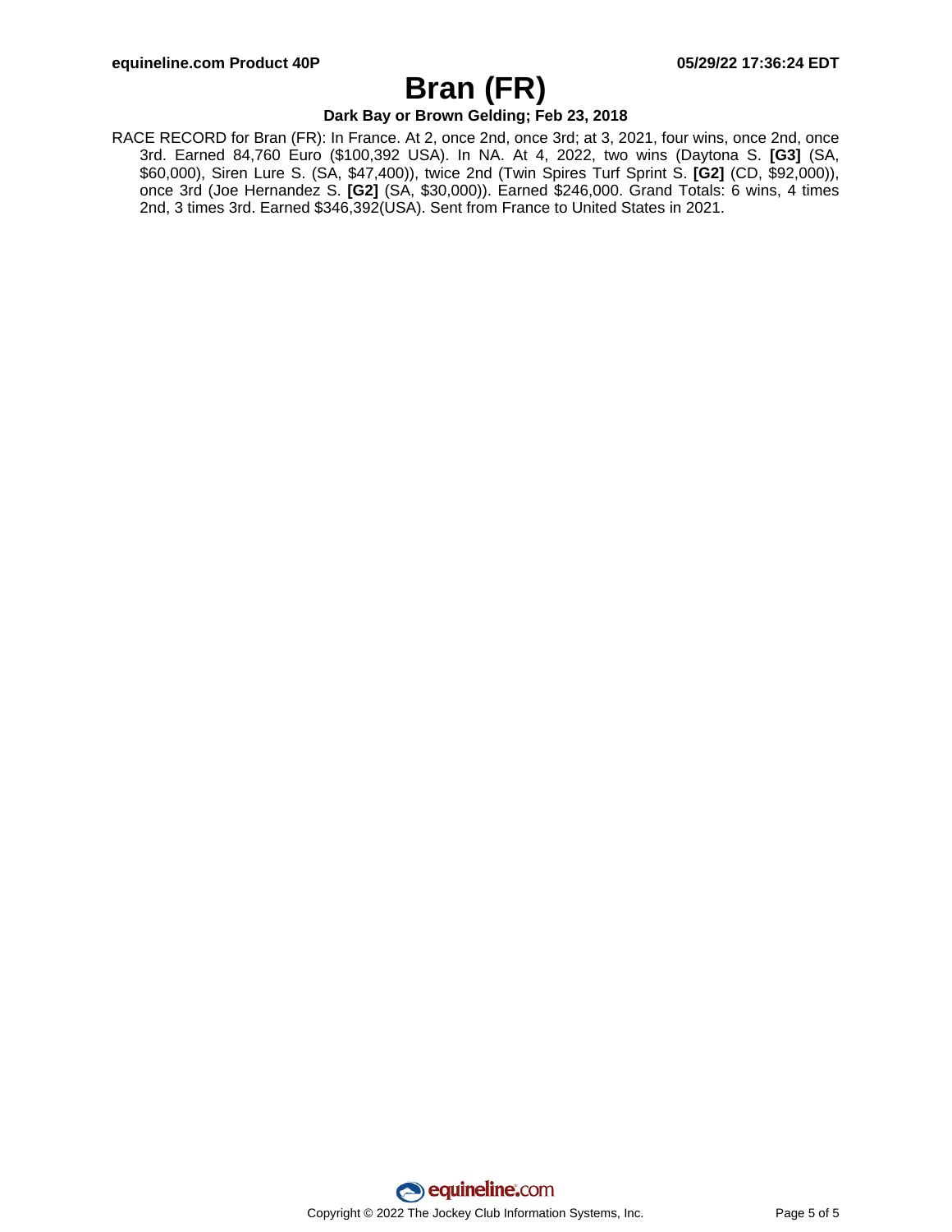# Bran (FR)

**Dark Bay or Brown Gelding; Feb 23, 2018**

RACE RECORD for Bran (FR): In France. At 2, once 2nd, once 3rd; at 3, 2021, four wins, once 2nd, once 3rd. Earned 84,760 Euro ($100,392 USA). In NA. At 4, 2022, two wins (Daytona S. **[G3]** (SA, $60,000), Siren Lure S. (SA, $47,400)), twice 2nd (Twin Spires Turf Sprint S. **[G2]** (CD, $92,000)), once 3rd (Joe Hernandez S. **[G2]** (SA, $30,000)). Earned $246,000. Grand Totals: 6 wins, 4 times 2nd, 3 times 3rd. Earned $346,392(USA). Sent from France to United States in 2021.